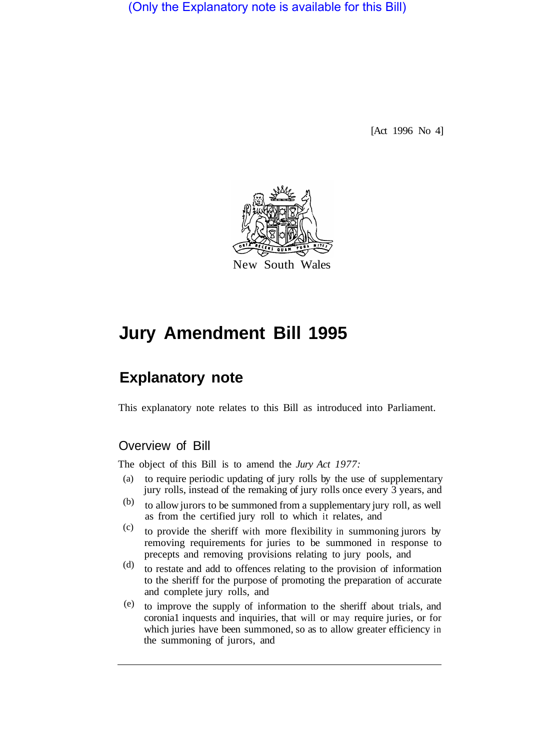(Only the Explanatory note is available for this Bill)

[Act 1996 No 4]

New South Wales

# Jury Amendment Bill 1995

## Explanatory note

This explanatory note relates to this Bill as introduced into Parliament.

### Overview of Bill

The object of this Bill is to amend the *Jury Act 1977:*

(a) to require periodic updating of jury rolls by the use of supplementary jury rolls, instead of the remaking of jury rolls once every 3 years, and

(b) to allow jurors to be summoned from a supplementary jury roll, as well as from the certified jury roll to which it relates, and

(c) to provide the sheriff with more flexibility in summoning jurors by removing requirements for juries to be summoned in response to precepts and removing provisions relating to jury pools, and

(d) to restate and add to offences relating to the provision of information to the sheriff for the purpose of promoting the preparation of accurate and complete jury rolls, and

(e) to improve the supply of information to the sheriff about trials, and coronia1 inquests and inquiries, that will or may require juries, or for which juries have been summoned, so as to allow greater efficiency in the summoning of jurors, and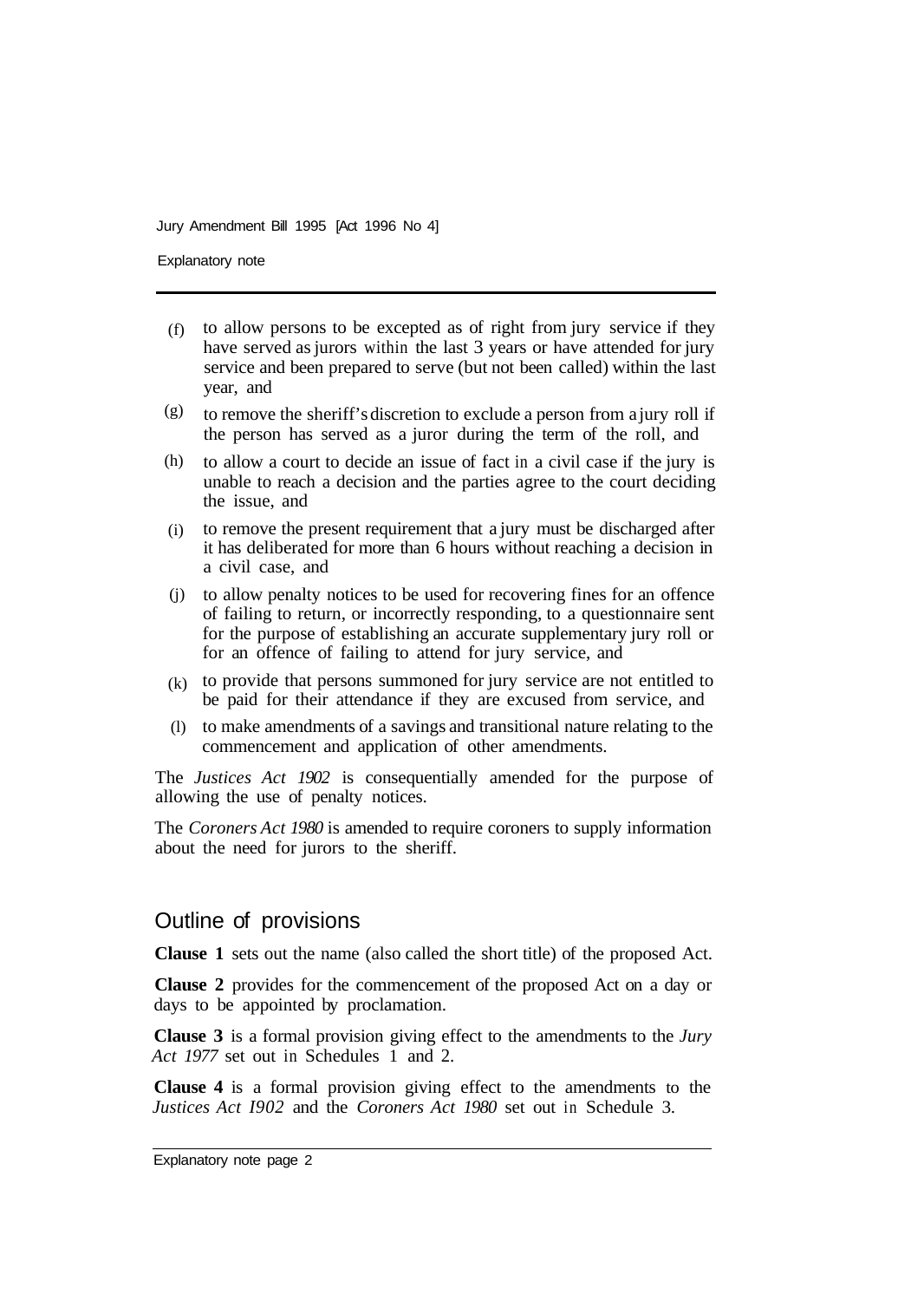(f) to allow persons to be excepted as of right from jury service if they have served as jurors within the last 3 years or have attended for jury service and been prepared to serve (but not been called) within the last year, and

(g) to remove the sheriff's discretion to exclude a person from a jury roll if the person has served as a juror during the term of the roll, and

(h) to allow a court to decide an issue of fact in a civil case if the jury is unable to reach a decision and the parties agree to the court deciding the issue, and

(i) to remove the present requirement that a jury must be discharged after it has deliberated for more than 6 hours without reaching a decision in a civil case, and

(j) to allow penalty notices to be used for recovering fines for an offence of failing to return, or incorrectly responding, to a questionnaire sent for the purpose of establishing an accurate supplementary jury roll or for an offence of failing to attend for jury service, and

(k) to provide that persons summoned for jury service are not entitled to be paid for their attendance if they are excused from service, and

(l) to make amendments of a savings and transitional nature relating to the commencement and application of other amendments.

The *Justices Act 1902* is consequentially amended for the purpose of allowing the use of penalty notices.

The *Coroners Act 1980* is amended to require coroners to supply information about the need for jurors to the sheriff.

## Outline of provisions

**Clause 1** sets out the name (also called the short title) of the proposed Act.

**Clause 2** provides for the commencement of the proposed Act on a day or days to be appointed by proclamation.

**Clause 3** is a formal provision giving effect to the amendments to the *Jury Act 1977* set out in Schedules 1 and 2.

**Clause 4** is a formal provision giving effect to the amendments to the *Justices Act I902* and the *Coroners Act 1980* set out in Schedule 3.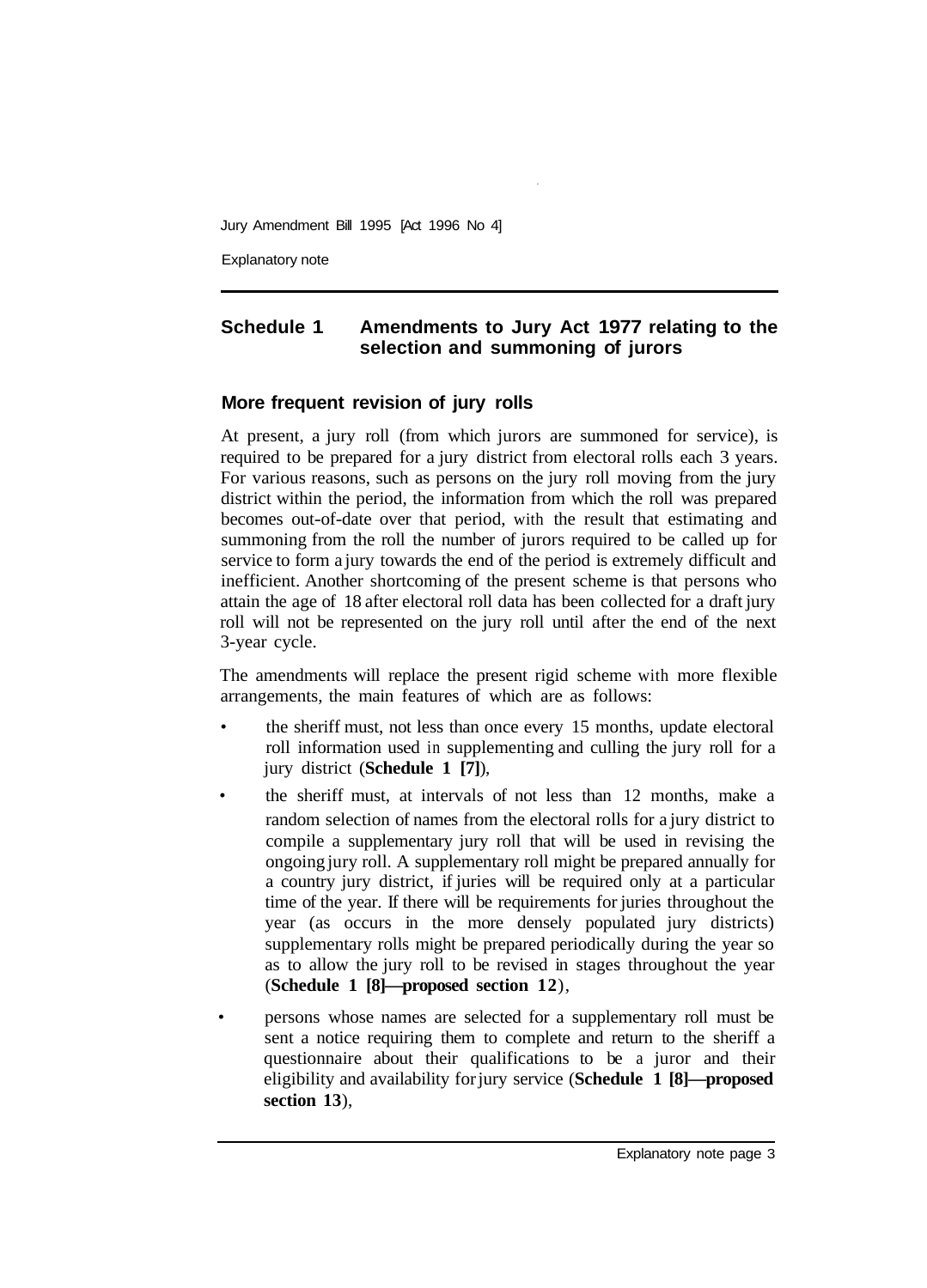## Schedule 1 Amendments to Jury Act 1977 relating to the selection and summoning of jurors

### More frequent revision of jury rolls

At present, a jury roll (from which jurors are summoned for service), is required to be prepared for a jury district from electoral rolls each 3 years. For various reasons, such as persons on the jury roll moving from the jury district within the period, the information from which the roll was prepared becomes out-of-date over that period, with the result that estimating and summoning from the roll the number of jurors required to be called up for service to form a jury towards the end of the period is extremely difficult and inefficient. Another shortcoming of the present scheme is that persons who attain the age of 18 after electoral roll data has been collected for a draft jury roll will not be represented on the jury roll until after the end of the next 3-year cycle.

The amendments will replace the present rigid scheme with more flexible arrangements, the main features of which are as follows:

- the sheriff must, not less than once every 15 months, update electoral roll information used in supplementing and culling the jury roll for a jury district (**Schedule 1 [7]**),
- the sheriff must, at intervals of not less than 12 months, make a random selection of names from the electoral rolls for a jury district to compile a supplementary jury roll that will be used in revising the ongoing jury roll. A supplementary roll might be prepared annually for a country jury district, if juries will be required only at a particular time of the year. If there will be requirements for juries throughout the year (as occurs in the more densely populated jury districts) supplementary rolls might be prepared periodically during the year so as to allow the jury roll to be revised in stages throughout the year (**Schedule 1 [8]—proposed section 12**),
- persons whose names are selected for a supplementary roll must be sent a notice requiring them to complete and return to the sheriff a questionnaire about their qualifications to be a juror and their eligibility and availability for jury service (**Schedule 1 [8]—proposed section 13**),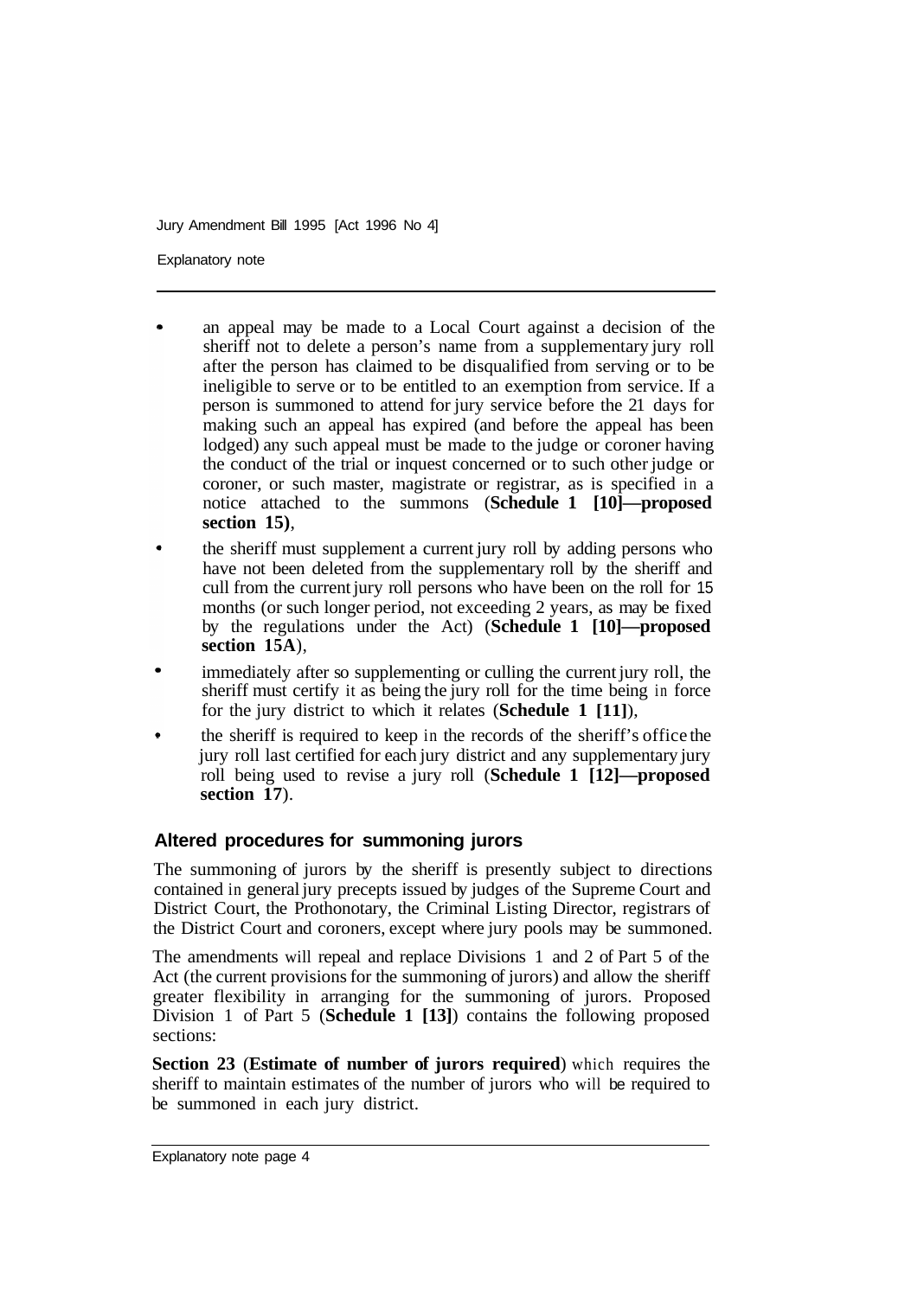- an appeal may be made to a Local Court against a decision of the sheriff not to delete a person's name from a supplementary jury roll after the person has claimed to be disqualified from serving or to be ineligible to serve or to be entitled to an exemption from service. If a person is summoned to attend for jury service before the 21 days for making such an appeal has expired (and before the appeal has been lodged) any such appeal must be made to the judge or coroner having the conduct of the trial or inquest concerned or to such other judge or coroner, or such master, magistrate or registrar, as is specified in a notice attached to the summons (**Schedule 1 [10]—proposed section 15)**,
- the sheriff must supplement a current jury roll by adding persons who have not been deleted from the supplementary roll by the sheriff and cull from the current jury roll persons who have been on the roll for 15 months (or such longer period, not exceeding 2 years, as may be fixed by the regulations under the Act) (**Schedule 1 [10]—proposed section 15A**),
- immediately after so supplementing or culling the current jury roll, the sheriff must certify it as being the jury roll for the time being in force for the jury district to which it relates (**Schedule 1 [11]**),
- the sheriff is required to keep in the records of the sheriff's office the jury roll last certified for each jury district and any supplementary jury roll being used to revise a jury roll (**Schedule 1 [12]—proposed section 17**).

## Altered procedures for summoning jurors

The summoning of jurors by the sheriff is presently subject to directions contained in general jury precepts issued by judges of the Supreme Court and District Court, the Prothonotary, the Criminal Listing Director, registrars of the District Court and coroners, except where jury pools may be summoned.

The amendments will repeal and replace Divisions 1 and 2 of Part 5 of the Act (the current provisions for the summoning of jurors) and allow the sheriff greater flexibility in arranging for the summoning of jurors. Proposed Division 1 of Part 5 (**Schedule 1 [13]**) contains the following proposed sections:

**Section 23** (**Estimate of number of jurors required**) which requires the sheriff to maintain estimates of the number of jurors who will be required to be summoned in each jury district.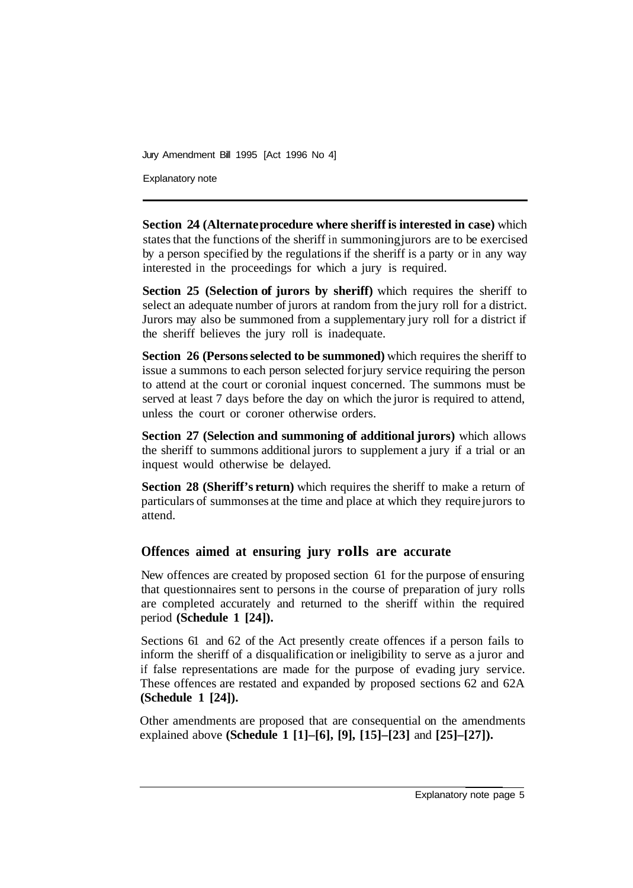**Section 24 (Alternate procedure where sheriff is interested in case)** which states that the functions of the sheriff in summoning jurors are to be exercised by a person specified by the regulations if the sheriff is a party or in any way interested in the proceedings for which a jury is required.

**Section 25 (Selection of jurors by sheriff)** which requires the sheriff to select an adequate number of jurors at random from the jury roll for a district. Jurors may also be summoned from a supplementary jury roll for a district if the sheriff believes the jury roll is inadequate.

**Section 26 (Persons selected to be summoned)** which requires the sheriff to issue a summons to each person selected for jury service requiring the person to attend at the court or coronial inquest concerned. The summons must be served at least 7 days before the day on which the juror is required to attend, unless the court or coroner otherwise orders.

**Section 27 (Selection and summoning of additional jurors)** which allows the sheriff to summons additional jurors to supplement a jury if a trial or an inquest would otherwise be delayed.

**Section 28 (Sheriff's return)** which requires the sheriff to make a return of particulars of summonses at the time and place at which they require jurors to attend.

## Offences aimed at ensuring jury rolls are accurate

New offences are created by proposed section 61 for the purpose of ensuring that questionnaires sent to persons in the course of preparation of jury rolls are completed accurately and returned to the sheriff within the required period **(Schedule 1 [24]).**

Sections 61 and 62 of the Act presently create offences if a person fails to inform the sheriff of a disqualification or ineligibility to serve as a juror and if false representations are made for the purpose of evading jury service. These offences are restated and expanded by proposed sections 62 and 62A **(Schedule 1 [24]).**

Other amendments are proposed that are consequential on the amendments explained above **(Schedule 1 [1]–[6], [9], [15]–[23]** and **[25]–[27]).**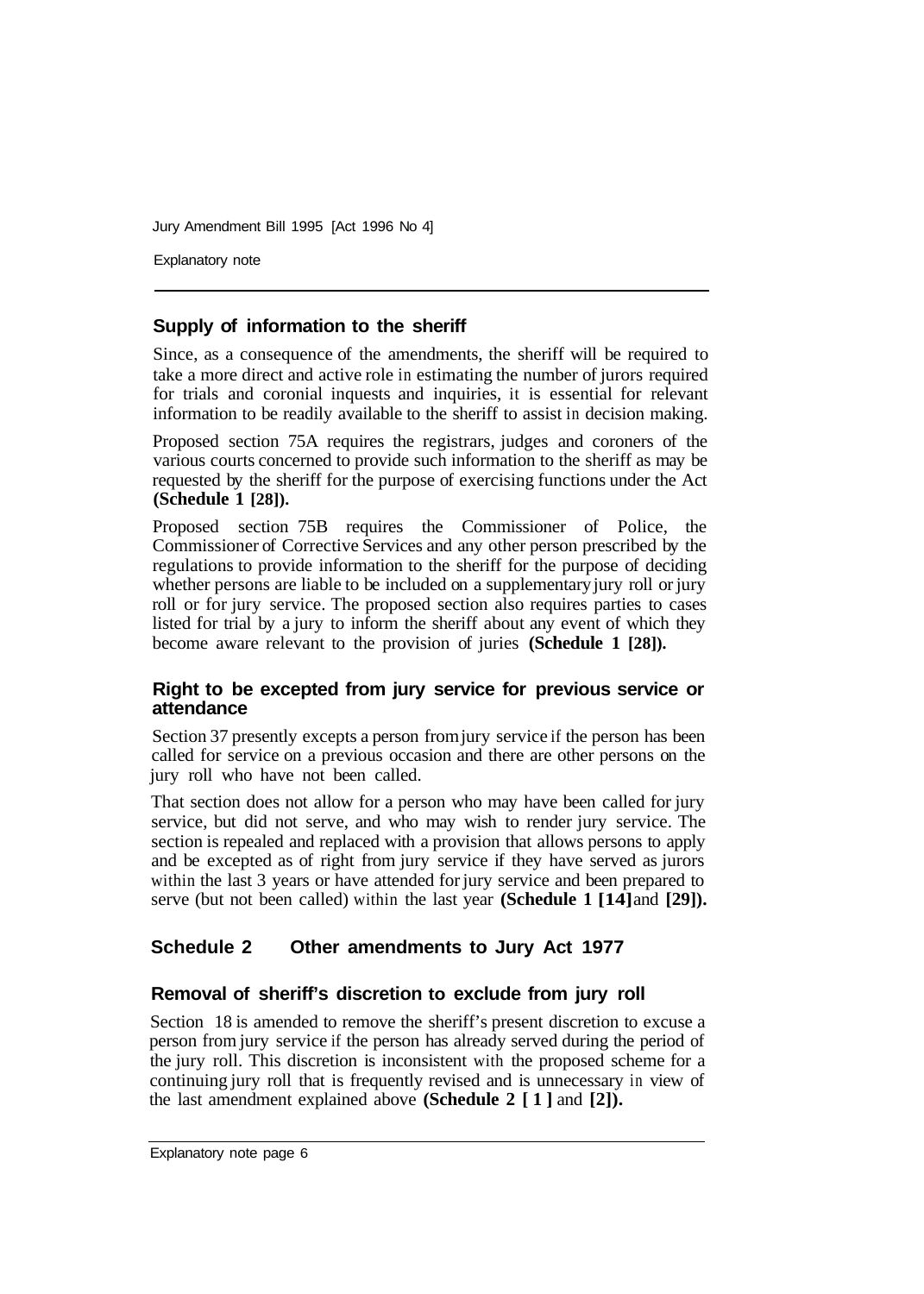### Supply of information to the sheriff

Since, as a consequence of the amendments, the sheriff will be required to take a more direct and active role in estimating the number of jurors required for trials and coronial inquests and inquiries, it is essential for relevant information to be readily available to the sheriff to assist in decision making.

Proposed section 75A requires the registrars, judges and coroners of the various courts concerned to provide such information to the sheriff as may be requested by the sheriff for the purpose of exercising functions under the Act **(Schedule 1 [28]).**

Proposed section 75B requires the Commissioner of Police, the Commissioner of Corrective Services and any other person prescribed by the regulations to provide information to the sheriff for the purpose of deciding whether persons are liable to be included on a supplementary jury roll or jury roll or for jury service. The proposed section also requires parties to cases listed for trial by a jury to inform the sheriff about any event of which they become aware relevant to the provision of juries **(Schedule 1 [28]).**

### Right to be excepted from jury service for previous service or attendance

Section 37 presently excepts a person from jury service if the person has been called for service on a previous occasion and there are other persons on the jury roll who have not been called.

That section does not allow for a person who may have been called for jury service, but did not serve, and who may wish to render jury service. The section is repealed and replaced with a provision that allows persons to apply and be excepted as of right from jury service if they have served as jurors within the last 3 years or have attended for jury service and been prepared to serve (but not been called) within the last year **(Schedule 1 [14]** and **[29]).**

## Schedule 2 Other amendments to Jury Act 1977

### Removal of sheriff's discretion to exclude from jury roll

Section 18 is amended to remove the sheriff's present discretion to excuse a person from jury service if the person has already served during the period of the jury roll. This discretion is inconsistent with the proposed scheme for a continuing jury roll that is frequently revised and is unnecessary in view of the last amendment explained above **(Schedule 2 [1]** and **[2]).**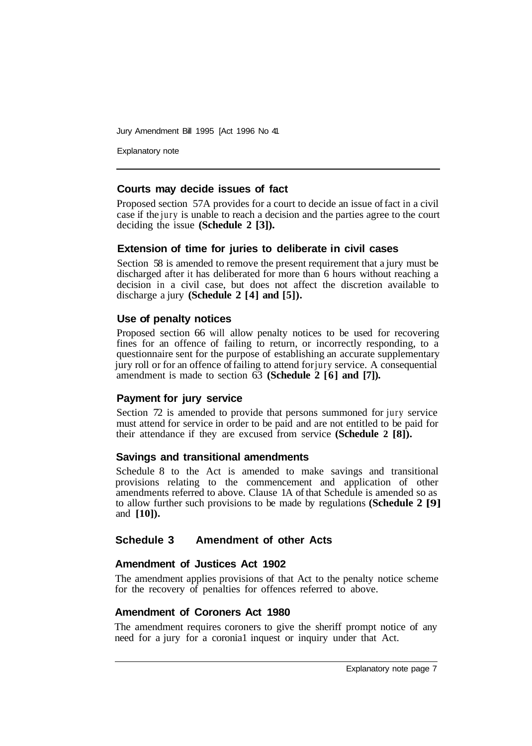### Courts may decide issues of fact

Proposed section 57A provides for a court to decide an issue of fact in a civil case if the jury is unable to reach a decision and the parties agree to the court deciding the issue **(Schedule 2 [3]).**

### Extension of time for juries to deliberate in civil cases

Section 58 is amended to remove the present requirement that a jury must be discharged after it has deliberated for more than 6 hours without reaching a decision in a civil case, but does not affect the discretion available to discharge a jury **(Schedule 2 [4] and [5]).**

### Use of penalty notices

Proposed section 66 will allow penalty notices to be used for recovering fines for an offence of failing to return, or incorrectly responding, to a questionnaire sent for the purpose of establishing an accurate supplementary jury roll or for an offence of failing to attend for jury service. A consequential amendment is made to section 63 **(Schedule 2 [6] and [7]).**

### Payment for jury service

Section 72 is amended to provide that persons summoned for jury service must attend for service in order to be paid and are not entitled to be paid for their attendance if they are excused from service **(Schedule 2 [8]).**

### Savings and transitional amendments

Schedule 8 to the Act is amended to make savings and transitional provisions relating to the commencement and application of other amendments referred to above. Clause 1A of that Schedule is amended so as to allow further such provisions to be made by regulations **(Schedule 2 [9]** and **[10]).**

## Schedule 3 Amendment of other Acts

### Amendment of Justices Act 1902

The amendment applies provisions of that Act to the penalty notice scheme for the recovery of penalties for offences referred to above.

### Amendment of Coroners Act 1980

The amendment requires coroners to give the sheriff prompt notice of any need for a jury for a coronia1 inquest or inquiry under that Act.